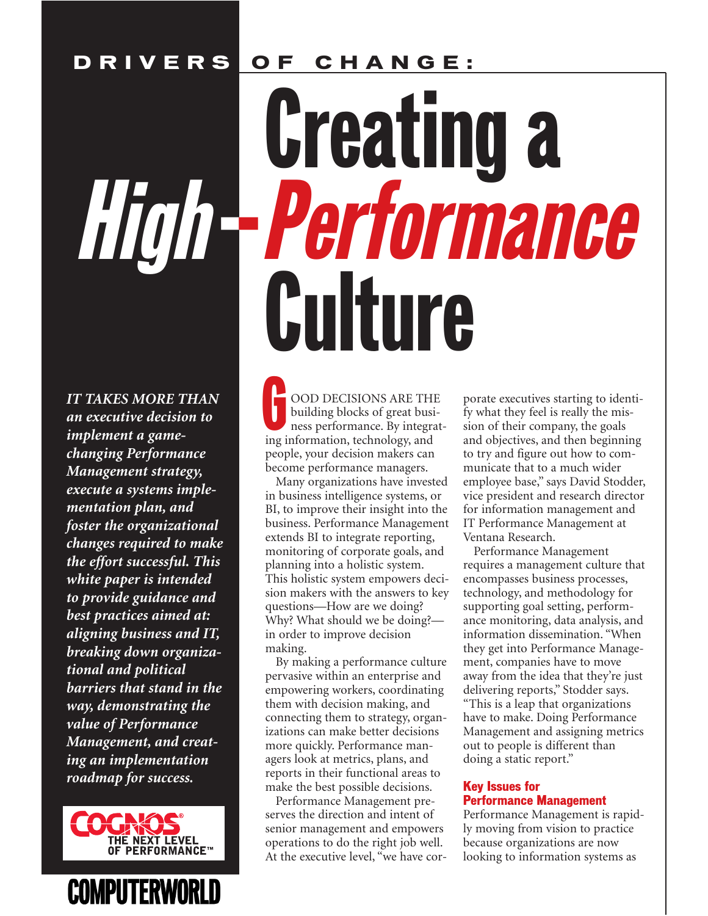DRIVERS OF CHANGE:

# Creating a High-Performance Culture

***IT TAKES MORE THAN an executive decision to implement a game-changing Performance Management strategy, execute a systems implementation plan, and foster the organizational changes required to make the effort successful. This white paper is intended to provide guidance and best practices aimed at: aligning business and IT, breaking down organizational and political barriers that stand in the way, demonstrating the value of Performance Management, and creating an implementation roadmap for success.***

COGNOS® THE NEXT LEVEL OF PERFORMANCE™

COMPUTERWORLD

GOOD DECISIONS ARE THE building blocks of great business performance. By integrating information, technology, and people, your decision makers can become performance managers.

Many organizations have invested in business intelligence systems, or BI, to improve their insight into the business. Performance Management extends BI to integrate reporting, monitoring of corporate goals, and planning into a holistic system. This holistic system empowers decision makers with the answers to key questions—How are we doing? Why? What should we be doing?—in order to improve decision making.

By making a performance culture pervasive within an enterprise and empowering workers, coordinating them with decision making, and connecting them to strategy, organizations can make better decisions more quickly. Performance managers look at metrics, plans, and reports in their functional areas to make the best possible decisions.

Performance Management preserves the direction and intent of senior management and empowers operations to do the right job well. At the executive level, "we have corporate executives starting to identify what they feel is really the mission of their company, the goals and objectives, and then beginning to try and figure out how to communicate that to a much wider employee base," says David Stodder, vice president and research director for information management and IT Performance Management at Ventana Research.

Performance Management requires a management culture that encompasses business processes, technology, and methodology for supporting goal setting, performance monitoring, data analysis, and information dissemination. "When they get into Performance Management, companies have to move away from the idea that they're just delivering reports," Stodder says. "This is a leap that organizations have to make. Doing Performance Management and assigning metrics out to people is different than doing a static report."

## Key Issues for Performance Management

Performance Management is rapidly moving from vision to practice because organizations are now looking to information systems as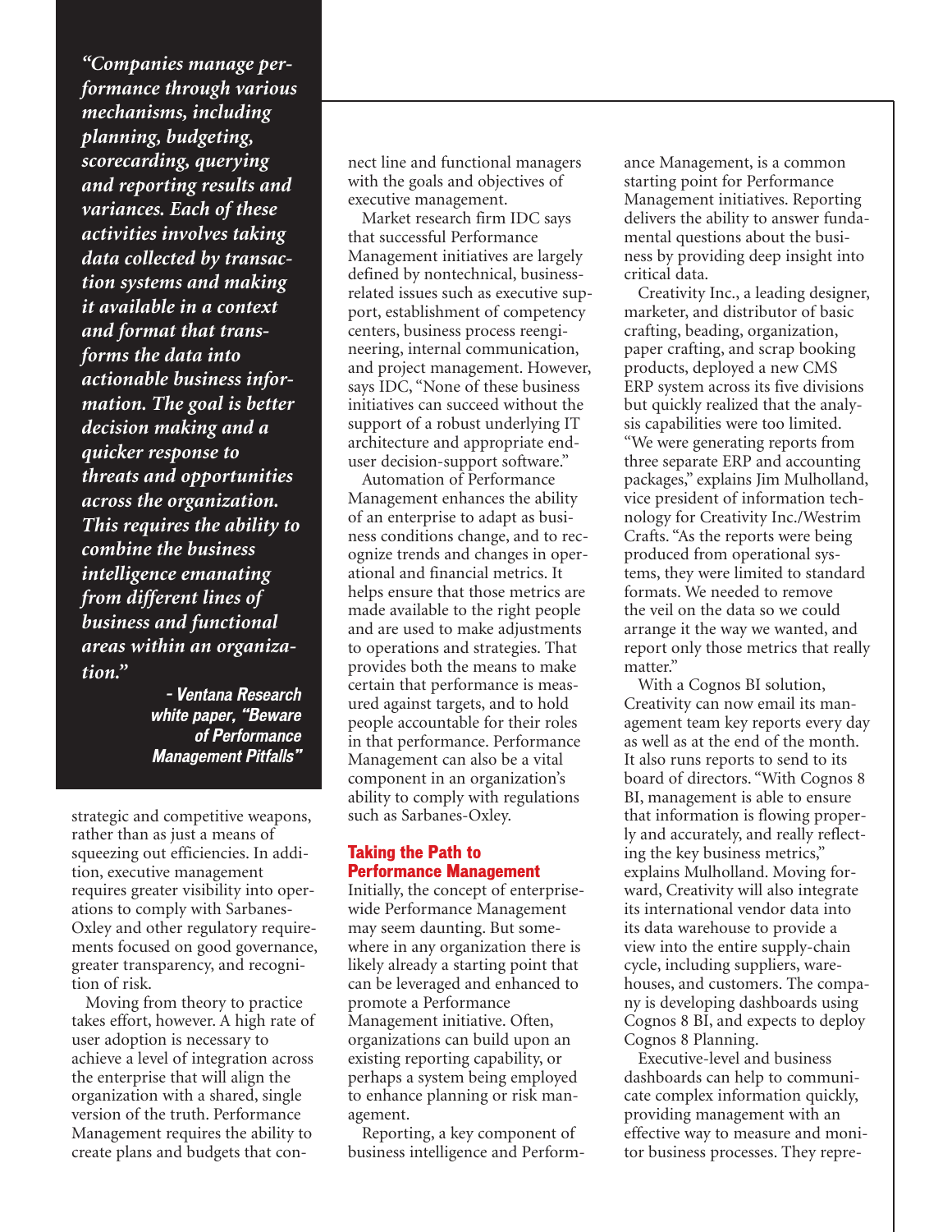> ***"Companies manage performance through various mechanisms, including planning, budgeting, scorecarding, querying and reporting results and variances. Each of these activities involves taking data collected by transaction systems and making it available in a context and format that transforms the data into actionable business information. The goal is better decision making and a quicker response to threats and opportunities across the organization. This requires the ability to combine the business intelligence emanating from different lines of business and functional areas within an organization."***
>
> **- Ventana Research white paper, "Beware of Performance Management Pitfalls"**

strategic and competitive weapons, rather than as just a means of squeezing out efficiencies. In addition, executive management requires greater visibility into operations to comply with Sarbanes-Oxley and other regulatory requirements focused on good governance, greater transparency, and recognition of risk.

Moving from theory to practice takes effort, however. A high rate of user adoption is necessary to achieve a level of integration across the enterprise that will align the organization with a shared, single version of the truth. Performance Management requires the ability to create plans and budgets that connect line and functional managers with the goals and objectives of executive management.

Market research firm IDC says that successful Performance Management initiatives are largely defined by nontechnical, business-related issues such as executive support, establishment of competency centers, business process reengineering, internal communication, and project management. However, says IDC, "None of these business initiatives can succeed without the support of a robust underlying IT architecture and appropriate end-user decision-support software."

Automation of Performance Management enhances the ability of an enterprise to adapt as business conditions change, and to recognize trends and changes in operational and financial metrics. It helps ensure that those metrics are made available to the right people and are used to make adjustments to operations and strategies. That provides both the means to make certain that performance is measured against targets, and to hold people accountable for their roles in that performance. Performance Management can also be a vital component in an organization's ability to comply with regulations such as Sarbanes-Oxley.

## Taking the Path to Performance Management

Initially, the concept of enterprise-wide Performance Management may seem daunting. But somewhere in any organization there is likely already a starting point that can be leveraged and enhanced to promote a Performance Management initiative. Often, organizations can build upon an existing reporting capability, or perhaps a system being employed to enhance planning or risk management.

Reporting, a key component of business intelligence and Performance Management, is a common starting point for Performance Management initiatives. Reporting delivers the ability to answer fundamental questions about the business by providing deep insight into critical data.

Creativity Inc., a leading designer, marketer, and distributor of basic crafting, beading, organization, paper crafting, and scrap booking products, deployed a new CMS ERP system across its five divisions but quickly realized that the analysis capabilities were too limited. "We were generating reports from three separate ERP and accounting packages," explains Jim Mulholland, vice president of information technology for Creativity Inc./Westrim Crafts. "As the reports were being produced from operational systems, they were limited to standard formats. We needed to remove the veil on the data so we could arrange it the way we wanted, and report only those metrics that really matter."

With a Cognos BI solution, Creativity can now email its management team key reports every day as well as at the end of the month. It also runs reports to send to its board of directors. "With Cognos 8 BI, management is able to ensure that information is flowing properly and accurately, and really reflecting the key business metrics," explains Mulholland. Moving forward, Creativity will also integrate its international vendor data into its data warehouse to provide a view into the entire supply-chain cycle, including suppliers, warehouses, and customers. The company is developing dashboards using Cognos 8 BI, and expects to deploy Cognos 8 Planning.

Executive-level and business dashboards can help to communicate complex information quickly, providing management with an effective way to measure and monitor business processes. They repre-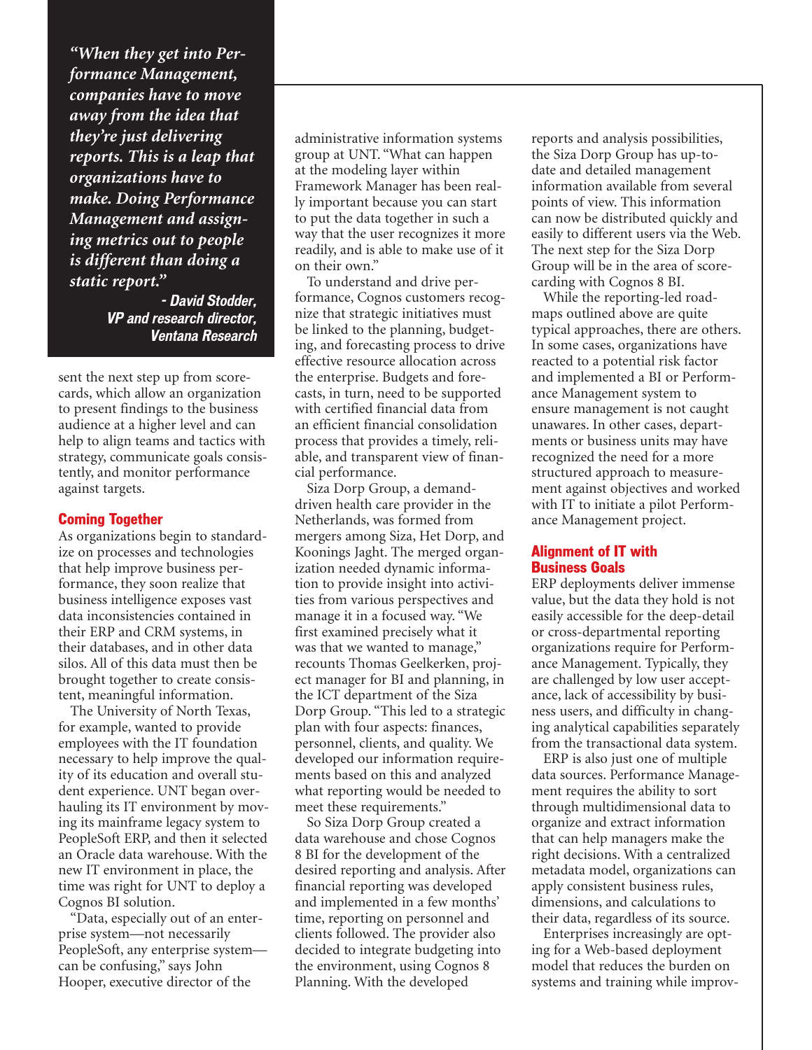> *"When they get into Performance Management, companies have to move away from the idea that they're just delivering reports. This is a leap that organizations have to make. Doing Performance Management and assigning metrics out to people is different than doing a static report."*
>
> **- David Stodder, VP and research director, Ventana Research**

sent the next step up from scorecards, which allow an organization to present findings to the business audience at a higher level and can help to align teams and tactics with strategy, communicate goals consistently, and monitor performance against targets.

## Coming Together

As organizations begin to standardize on processes and technologies that help improve business performance, they soon realize that business intelligence exposes vast data inconsistencies contained in their ERP and CRM systems, in their databases, and in other data silos. All of this data must then be brought together to create consistent, meaningful information.

The University of North Texas, for example, wanted to provide employees with the IT foundation necessary to help improve the quality of its education and overall student experience. UNT began overhauling its IT environment by moving its mainframe legacy system to PeopleSoft ERP, and then it selected an Oracle data warehouse. With the new IT environment in place, the time was right for UNT to deploy a Cognos BI solution.

"Data, especially out of an enterprise system—not necessarily PeopleSoft, any enterprise system—can be confusing," says John Hooper, executive director of the administrative information systems group at UNT. "What can happen at the modeling layer within Framework Manager has been really important because you can start to put the data together in such a way that the user recognizes it more readily, and is able to make use of it on their own."

To understand and drive performance, Cognos customers recognize that strategic initiatives must be linked to the planning, budgeting, and forecasting process to drive effective resource allocation across the enterprise. Budgets and forecasts, in turn, need to be supported with certified financial data from an efficient financial consolidation process that provides a timely, reliable, and transparent view of financial performance.

Siza Dorp Group, a demand-driven health care provider in the Netherlands, was formed from mergers among Siza, Het Dorp, and Koonings Jaght. The merged organization needed dynamic information to provide insight into activities from various perspectives and manage it in a focused way. "We first examined precisely what it was that we wanted to manage," recounts Thomas Geelkerken, project manager for BI and planning, in the ICT department of the Siza Dorp Group. "This led to a strategic plan with four aspects: finances, personnel, clients, and quality. We developed our information requirements based on this and analyzed what reporting would be needed to meet these requirements."

So Siza Dorp Group created a data warehouse and chose Cognos 8 BI for the development of the desired reporting and analysis. After financial reporting was developed and implemented in a few months' time, reporting on personnel and clients followed. The provider also decided to integrate budgeting into the environment, using Cognos 8 Planning. With the developed reports and analysis possibilities, the Siza Dorp Group has up-to-date and detailed management information available from several points of view. This information can now be distributed quickly and easily to different users via the Web. The next step for the Siza Dorp Group will be in the area of scorecarding with Cognos 8 BI.

While the reporting-led roadmaps outlined above are quite typical approaches, there are others. In some cases, organizations have reacted to a potential risk factor and implemented a BI or Performance Management system to ensure management is not caught unawares. In other cases, departments or business units may have recognized the need for a more structured approach to measurement against objectives and worked with IT to initiate a pilot Performance Management project.

## Alignment of IT with Business Goals

ERP deployments deliver immense value, but the data they hold is not easily accessible for the deep-detail or cross-departmental reporting organizations require for Performance Management. Typically, they are challenged by low user acceptance, lack of accessibility by business users, and difficulty in changing analytical capabilities separately from the transactional data system.

ERP is also just one of multiple data sources. Performance Management requires the ability to sort through multidimensional data to organize and extract information that can help managers make the right decisions. With a centralized metadata model, organizations can apply consistent business rules, dimensions, and calculations to their data, regardless of its source.

Enterprises increasingly are opting for a Web-based deployment model that reduces the burden on systems and training while improv-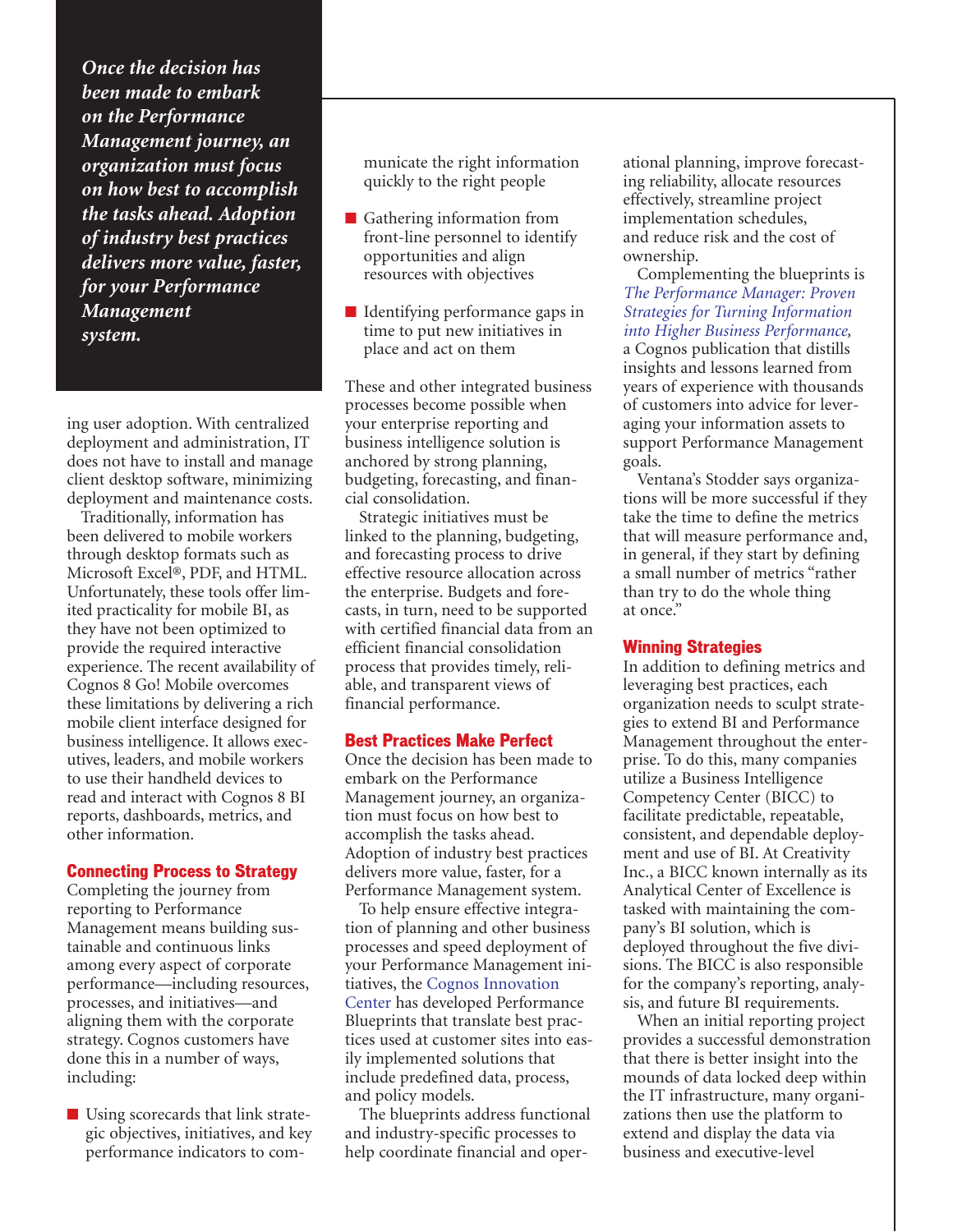*Once the decision has been made to embark on the Performance Management journey, an organization must focus on how best to accomplish the tasks ahead. Adoption of industry best practices delivers more value, faster, for your Performance Management system.*

ing user adoption. With centralized deployment and administration, IT does not have to install and manage client desktop software, minimizing deployment and maintenance costs.

Traditionally, information has been delivered to mobile workers through desktop formats such as Microsoft Excel®, PDF, and HTML. Unfortunately, these tools offer limited practicality for mobile BI, as they have not been optimized to provide the required interactive experience. The recent availability of Cognos 8 Go! Mobile overcomes these limitations by delivering a rich mobile client interface designed for business intelligence. It allows executives, leaders, and mobile workers to use their handheld devices to read and interact with Cognos 8 BI reports, dashboards, metrics, and other information.

## Connecting Process to Strategy

Completing the journey from reporting to Performance Management means building sustainable and continuous links among every aspect of corporate performance—including resources, processes, and initiatives—and aligning them with the corporate strategy. Cognos customers have done this in a number of ways, including:

- Using scorecards that link strategic objectives, initiatives, and key performance indicators to communicate the right information quickly to the right people
- Gathering information from front-line personnel to identify opportunities and align resources with objectives
- Identifying performance gaps in time to put new initiatives in place and act on them

These and other integrated business processes become possible when your enterprise reporting and business intelligence solution is anchored by strong planning, budgeting, forecasting, and financial consolidation.

Strategic initiatives must be linked to the planning, budgeting, and forecasting process to drive effective resource allocation across the enterprise. Budgets and forecasts, in turn, need to be supported with certified financial data from an efficient financial consolidation process that provides timely, reliable, and transparent views of financial performance.

## Best Practices Make Perfect

Once the decision has been made to embark on the Performance Management journey, an organization must focus on how best to accomplish the tasks ahead. Adoption of industry best practices delivers more value, faster, for a Performance Management system.

To help ensure effective integration of planning and other business processes and speed deployment of your Performance Management initiatives, the Cognos Innovation Center has developed Performance Blueprints that translate best practices used at customer sites into easily implemented solutions that include predefined data, process, and policy models.

The blueprints address functional and industry-specific processes to help coordinate financial and operational planning, improve forecasting reliability, allocate resources effectively, streamline project implementation schedules, and reduce risk and the cost of ownership.

Complementing the blueprints is *The Performance Manager: Proven Strategies for Turning Information into Higher Business Performance*, a Cognos publication that distills insights and lessons learned from years of experience with thousands of customers into advice for leveraging your information assets to support Performance Management goals.

Ventana's Stodder says organizations will be more successful if they take the time to define the metrics that will measure performance and, in general, if they start by defining a small number of metrics "rather than try to do the whole thing at once."

## Winning Strategies

In addition to defining metrics and leveraging best practices, each organization needs to sculpt strategies to extend BI and Performance Management throughout the enterprise. To do this, many companies utilize a Business Intelligence Competency Center (BICC) to facilitate predictable, repeatable, consistent, and dependable deployment and use of BI. At Creativity Inc., a BICC known internally as its Analytical Center of Excellence is tasked with maintaining the company's BI solution, which is deployed throughout the five divisions. The BICC is also responsible for the company's reporting, analysis, and future BI requirements.

When an initial reporting project provides a successful demonstration that there is better insight into the mounds of data locked deep within the IT infrastructure, many organizations then use the platform to extend and display the data via business and executive-level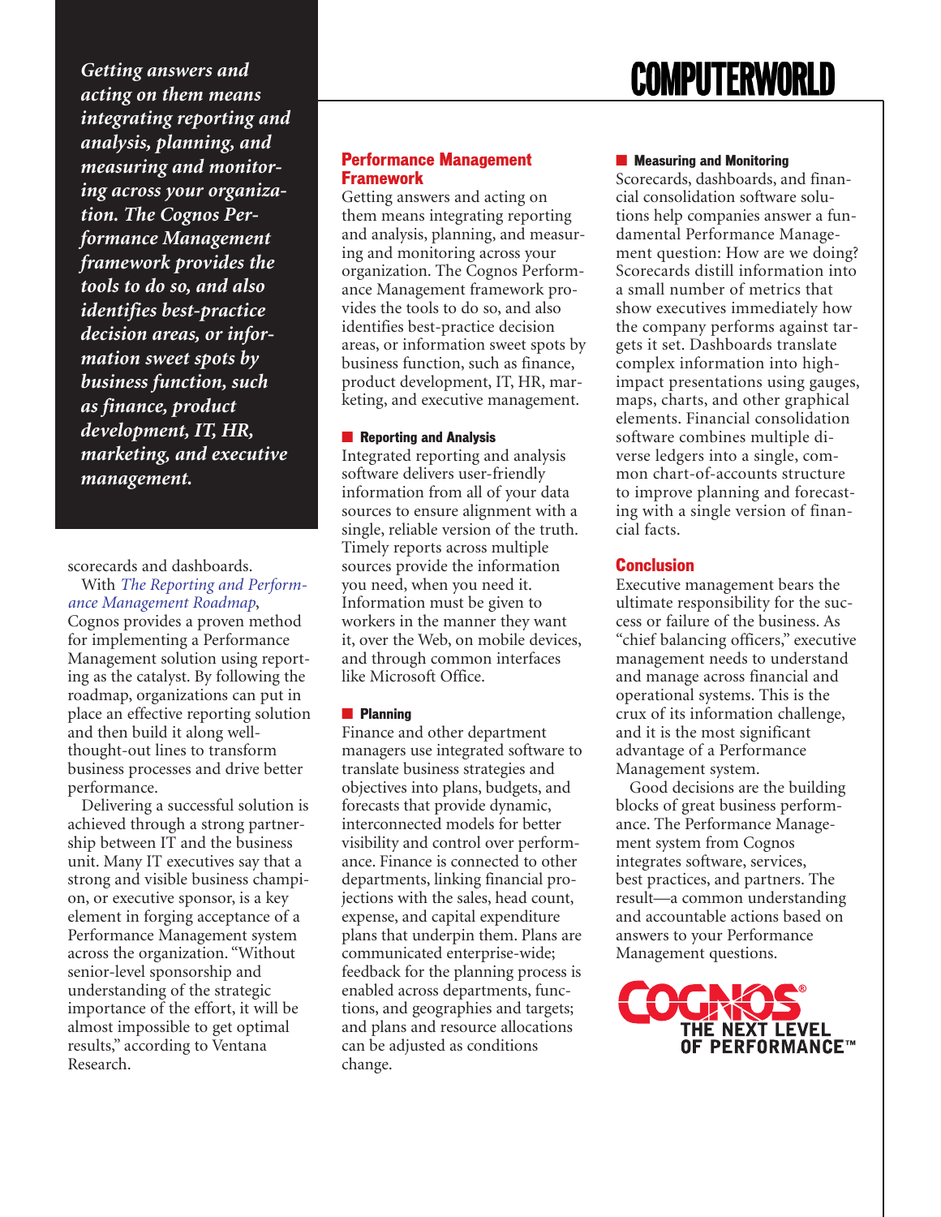*Getting answers and acting on them means integrating reporting and analysis, planning, and measuring and monitoring across your organization. The Cognos Performance Management framework provides the tools to do so, and also identifies best-practice decision areas, or information sweet spots by business function, such as finance, product development, IT, HR, marketing, and executive management.*

scorecards and dashboards.

With *The Reporting and Performance Management Roadmap*, Cognos provides a proven method for implementing a Performance Management solution using reporting as the catalyst. By following the roadmap, organizations can put in place an effective reporting solution and then build it along well-thought-out lines to transform business processes and drive better performance.

Delivering a successful solution is achieved through a strong partnership between IT and the business unit. Many IT executives say that a strong and visible business champion, or executive sponsor, is a key element in forging acceptance of a Performance Management system across the organization. "Without senior-level sponsorship and understanding of the strategic importance of the effort, it will be almost impossible to get optimal results," according to Ventana Research.

## Performance Management Framework

Getting answers and acting on them means integrating reporting and analysis, planning, and measuring and monitoring across your organization. The Cognos Performance Management framework provides the tools to do so, and also identifies best-practice decision areas, or information sweet spots by business function, such as finance, product development, IT, HR, marketing, and executive management.

### Reporting and Analysis

Integrated reporting and analysis software delivers user-friendly information from all of your data sources to ensure alignment with a single, reliable version of the truth. Timely reports across multiple sources provide the information you need, when you need it. Information must be given to workers in the manner they want it, over the Web, on mobile devices, and through common interfaces like Microsoft Office.

### Planning

Finance and other department managers use integrated software to translate business strategies and objectives into plans, budgets, and forecasts that provide dynamic, interconnected models for better visibility and control over performance. Finance is connected to other departments, linking financial projections with the sales, head count, expense, and capital expenditure plans that underpin them. Plans are communicated enterprise-wide; feedback for the planning process is enabled across departments, functions, and geographies and targets; and plans and resource allocations can be adjusted as conditions change.

### Measuring and Monitoring

Scorecards, dashboards, and financial consolidation software solutions help companies answer a fundamental Performance Management question: How are we doing? Scorecards distill information into a small number of metrics that show executives immediately how the company performs against targets it set. Dashboards translate complex information into high-impact presentations using gauges, maps, charts, and other graphical elements. Financial consolidation software combines multiple diverse ledgers into a single, common chart-of-accounts structure to improve planning and forecasting with a single version of financial facts.

## Conclusion

Executive management bears the ultimate responsibility for the success or failure of the business. As "chief balancing officers," executive management needs to understand and manage across financial and operational systems. This is the crux of its information challenge, and it is the most significant advantage of a Performance Management system.

Good decisions are the building blocks of great business performance. The Performance Management system from Cognos integrates software, services, best practices, and partners. The result—a common understanding and accountable actions based on answers to your Performance Management questions.

COGNOS®
THE NEXT LEVEL OF PERFORMANCE™